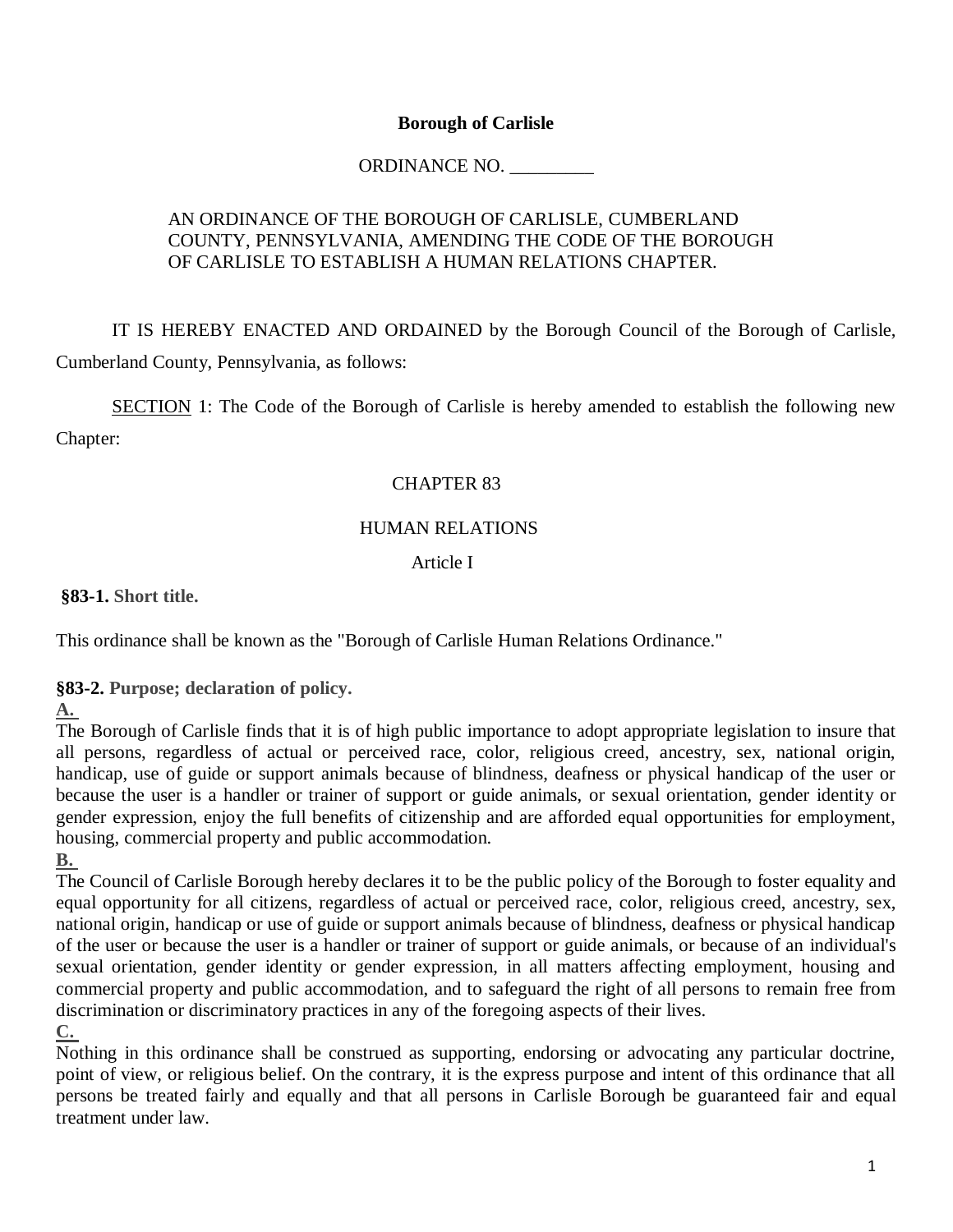**Borough of Carlisle**

ORDINANCE NO. _________

AN ORDINANCE OF THE BOROUGH OF CARLISLE, CUMBERLAND COUNTY, PENNSYLVANIA, AMENDING THE CODE OF THE BOROUGH OF CARLISLE TO ESTABLISH A HUMAN RELATIONS CHAPTER.

IT IS HEREBY ENACTED AND ORDAINED by the Borough Council of the Borough of Carlisle, Cumberland County, Pennsylvania, as follows:

<u>SECTION</u> 1: The Code of the Borough of Carlisle is hereby amended to establish the following new Chapter:

CHAPTER 83

HUMAN RELATIONS

Article I

**§83-1. Short title.**

This ordinance shall be known as the "Borough of Carlisle Human Relations Ordinance."

**§83-2. Purpose; declaration of policy.**

**A.**

The Borough of Carlisle finds that it is of high public importance to adopt appropriate legislation to insure that all persons, regardless of actual or perceived race, color, religious creed, ancestry, sex, national origin, handicap, use of guide or support animals because of blindness, deafness or physical handicap of the user or because the user is a handler or trainer of support or guide animals, or sexual orientation, gender identity or gender expression, enjoy the full benefits of citizenship and are afforded equal opportunities for employment, housing, commercial property and public accommodation.

**B.**

The Council of Carlisle Borough hereby declares it to be the public policy of the Borough to foster equality and equal opportunity for all citizens, regardless of actual or perceived race, color, religious creed, ancestry, sex, national origin, handicap or use of guide or support animals because of blindness, deafness or physical handicap of the user or because the user is a handler or trainer of support or guide animals, or because of an individual's sexual orientation, gender identity or gender expression, in all matters affecting employment, housing and commercial property and public accommodation, and to safeguard the right of all persons to remain free from discrimination or discriminatory practices in any of the foregoing aspects of their lives.

**C.**

Nothing in this ordinance shall be construed as supporting, endorsing or advocating any particular doctrine, point of view, or religious belief. On the contrary, it is the express purpose and intent of this ordinance that all persons be treated fairly and equally and that all persons in Carlisle Borough be guaranteed fair and equal treatment under law.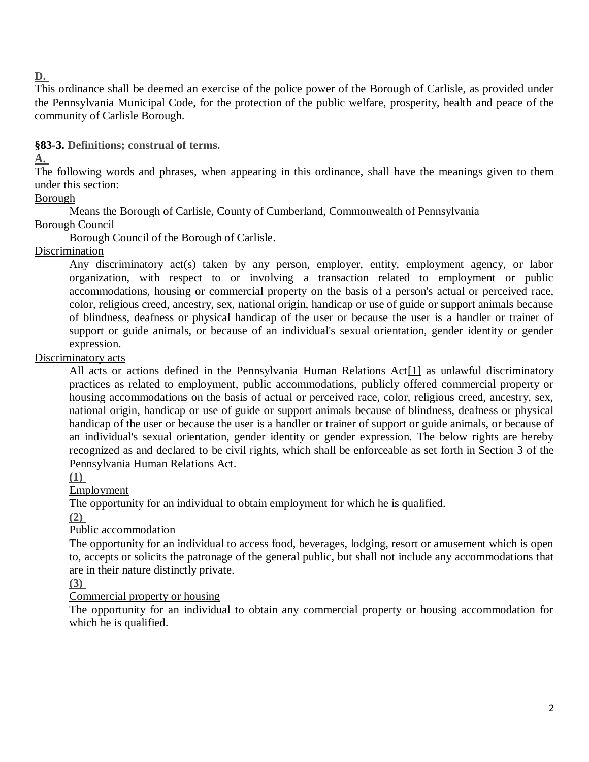**D.**

This ordinance shall be deemed an exercise of the police power of the Borough of Carlisle, as provided under the Pennsylvania Municipal Code, for the protection of the public welfare, prosperity, health and peace of the community of Carlisle Borough.

**§83-3. Definitions; construal of terms.**

**A.**

The following words and phrases, when appearing in this ordinance, shall have the meanings given to them under this section:

Borough

Means the Borough of Carlisle, County of Cumberland, Commonwealth of Pennsylvania

Borough Council

Borough Council of the Borough of Carlisle.

Discrimination

Any discriminatory act(s) taken by any person, employer, entity, employment agency, or labor organization, with respect to or involving a transaction related to employment or public accommodations, housing or commercial property on the basis of a person's actual or perceived race, color, religious creed, ancestry, sex, national origin, handicap or use of guide or support animals because of blindness, deafness or physical handicap of the user or because the user is a handler or trainer of support or guide animals, or because of an individual's sexual orientation, gender identity or gender expression.

Discriminatory acts

All acts or actions defined in the Pennsylvania Human Relations Act[1] as unlawful discriminatory practices as related to employment, public accommodations, publicly offered commercial property or housing accommodations on the basis of actual or perceived race, color, religious creed, ancestry, sex, national origin, handicap or use of guide or support animals because of blindness, deafness or physical handicap of the user or because the user is a handler or trainer of support or guide animals, or because of an individual's sexual orientation, gender identity or gender expression. The below rights are hereby recognized as and declared to be civil rights, which shall be enforceable as set forth in Section 3 of the Pennsylvania Human Relations Act.

**(1)**

Employment

The opportunity for an individual to obtain employment for which he is qualified.

**(2)**

Public accommodation

The opportunity for an individual to access food, beverages, lodging, resort or amusement which is open to, accepts or solicits the patronage of the general public, but shall not include any accommodations that are in their nature distinctly private.

**(3)**

Commercial property or housing

The opportunity for an individual to obtain any commercial property or housing accommodation for which he is qualified.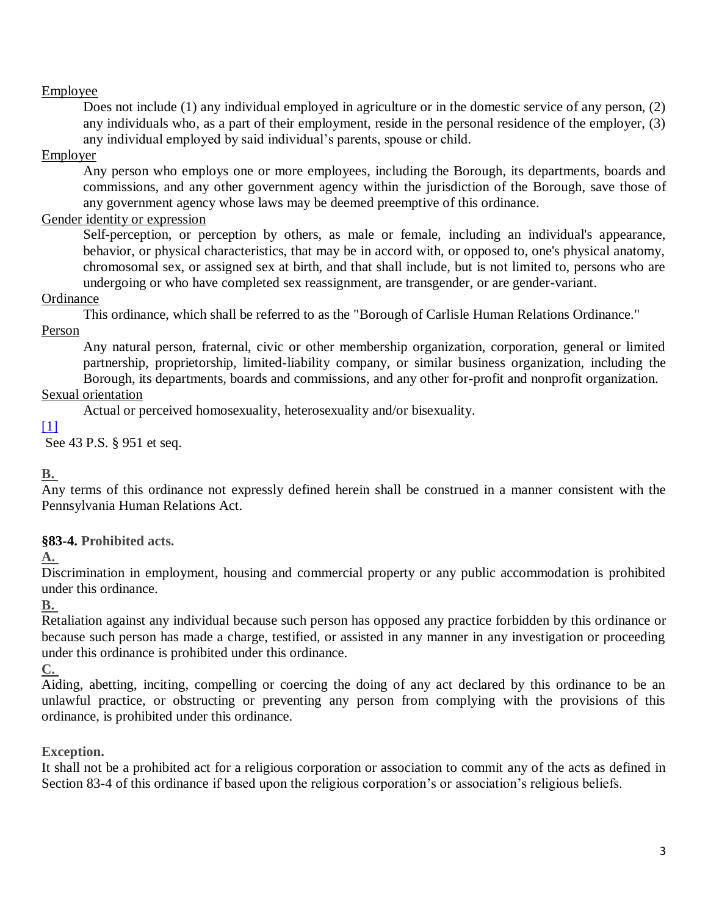Employee

Does not include (1) any individual employed in agriculture or in the domestic service of any person, (2) any individuals who, as a part of their employment, reside in the personal residence of the employer, (3) any individual employed by said individual's parents, spouse or child.

Employer

Any person who employs one or more employees, including the Borough, its departments, boards and commissions, and any other government agency within the jurisdiction of the Borough, save those of any government agency whose laws may be deemed preemptive of this ordinance.

Gender identity or expression

Self-perception, or perception by others, as male or female, including an individual's appearance, behavior, or physical characteristics, that may be in accord with, or opposed to, one's physical anatomy, chromosomal sex, or assigned sex at birth, and that shall include, but is not limited to, persons who are undergoing or who have completed sex reassignment, are transgender, or are gender-variant.

Ordinance

This ordinance, which shall be referred to as the "Borough of Carlisle Human Relations Ordinance."

Person

Any natural person, fraternal, civic or other membership organization, corporation, general or limited partnership, proprietorship, limited-liability company, or similar business organization, including the Borough, its departments, boards and commissions, and any other for-profit and nonprofit organization.

Sexual orientation

Actual or perceived homosexuality, heterosexuality and/or bisexuality.

[1] See 43 P.S. § 951 et seq.

**B.**

Any terms of this ordinance not expressly defined herein shall be construed in a manner consistent with the Pennsylvania Human Relations Act.

### §83-4. Prohibited acts.

**A.**

Discrimination in employment, housing and commercial property or any public accommodation is prohibited under this ordinance.

**B.**

Retaliation against any individual because such person has opposed any practice forbidden by this ordinance or because such person has made a charge, testified, or assisted in any manner in any investigation or proceeding under this ordinance is prohibited under this ordinance.

**C.**

Aiding, abetting, inciting, compelling or coercing the doing of any act declared by this ordinance to be an unlawful practice, or obstructing or preventing any person from complying with the provisions of this ordinance, is prohibited under this ordinance.

**Exception.**

It shall not be a prohibited act for a religious corporation or association to commit any of the acts as defined in Section 83-4 of this ordinance if based upon the religious corporation's or association's religious beliefs.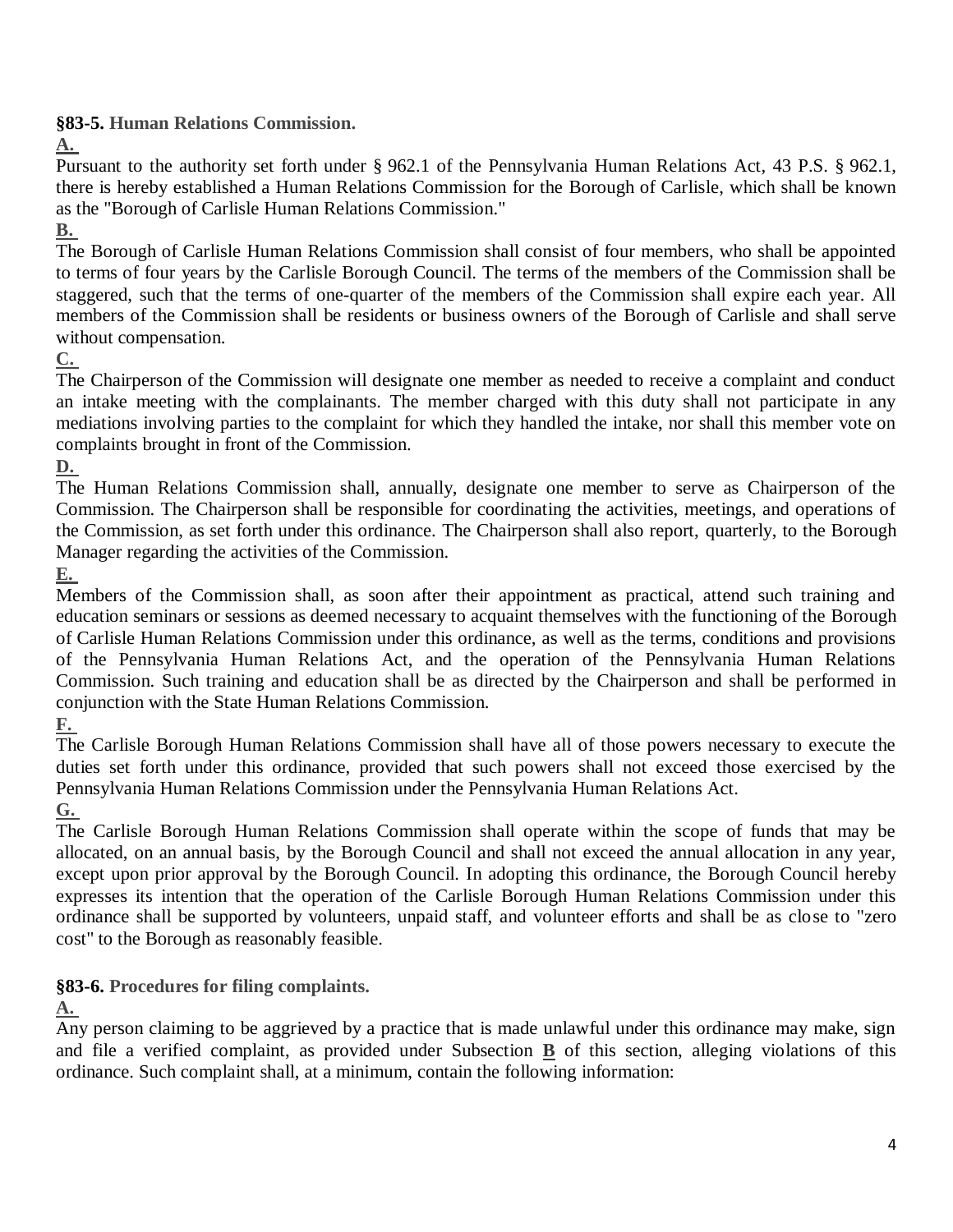**§83-5. Human Relations Commission.**

**A.**

Pursuant to the authority set forth under § 962.1 of the Pennsylvania Human Relations Act, 43 P.S. § 962.1, there is hereby established a Human Relations Commission for the Borough of Carlisle, which shall be known as the "Borough of Carlisle Human Relations Commission."

**B.**

The Borough of Carlisle Human Relations Commission shall consist of four members, who shall be appointed to terms of four years by the Carlisle Borough Council. The terms of the members of the Commission shall be staggered, such that the terms of one-quarter of the members of the Commission shall expire each year. All members of the Commission shall be residents or business owners of the Borough of Carlisle and shall serve without compensation.

**C.**

The Chairperson of the Commission will designate one member as needed to receive a complaint and conduct an intake meeting with the complainants. The member charged with this duty shall not participate in any mediations involving parties to the complaint for which they handled the intake, nor shall this member vote on complaints brought in front of the Commission.

**D.**

The Human Relations Commission shall, annually, designate one member to serve as Chairperson of the Commission. The Chairperson shall be responsible for coordinating the activities, meetings, and operations of the Commission, as set forth under this ordinance. The Chairperson shall also report, quarterly, to the Borough Manager regarding the activities of the Commission.

**E.**

Members of the Commission shall, as soon after their appointment as practical, attend such training and education seminars or sessions as deemed necessary to acquaint themselves with the functioning of the Borough of Carlisle Human Relations Commission under this ordinance, as well as the terms, conditions and provisions of the Pennsylvania Human Relations Act, and the operation of the Pennsylvania Human Relations Commission. Such training and education shall be as directed by the Chairperson and shall be performed in conjunction with the State Human Relations Commission.

**F.**

The Carlisle Borough Human Relations Commission shall have all of those powers necessary to execute the duties set forth under this ordinance, provided that such powers shall not exceed those exercised by the Pennsylvania Human Relations Commission under the Pennsylvania Human Relations Act.

**G.**

The Carlisle Borough Human Relations Commission shall operate within the scope of funds that may be allocated, on an annual basis, by the Borough Council and shall not exceed the annual allocation in any year, except upon prior approval by the Borough Council. In adopting this ordinance, the Borough Council hereby expresses its intention that the operation of the Carlisle Borough Human Relations Commission under this ordinance shall be supported by volunteers, unpaid staff, and volunteer efforts and shall be as close to "zero cost" to the Borough as reasonably feasible.

**§83-6. Procedures for filing complaints.**

**A.**

Any person claiming to be aggrieved by a practice that is made unlawful under this ordinance may make, sign and file a verified complaint, as provided under Subsection **B** of this section, alleging violations of this ordinance. Such complaint shall, at a minimum, contain the following information: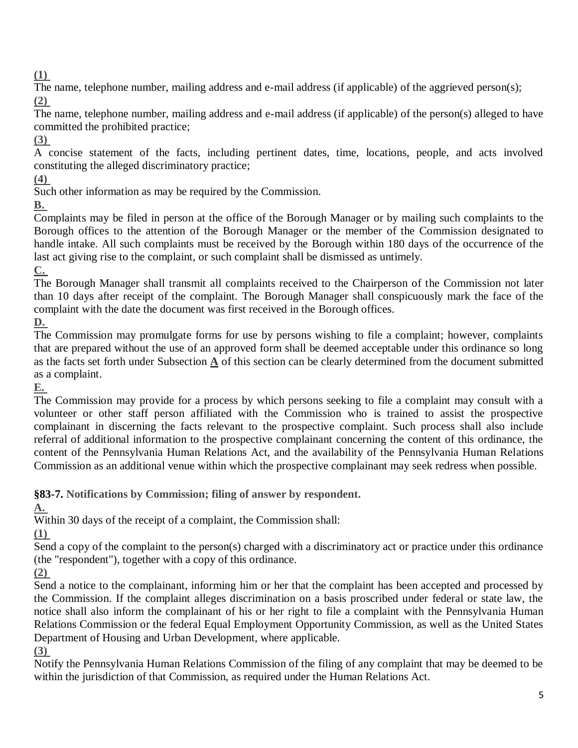**(1)**
The name, telephone number, mailing address and e-mail address (if applicable) of the aggrieved person(s);
**(2)**
The name, telephone number, mailing address and e-mail address (if applicable) of the person(s) alleged to have committed the prohibited practice;
**(3)**
A concise statement of the facts, including pertinent dates, time, locations, people, and acts involved constituting the alleged discriminatory practice;
**(4)**
Such other information as may be required by the Commission.
**B.**
Complaints may be filed in person at the office of the Borough Manager or by mailing such complaints to the Borough offices to the attention of the Borough Manager or the member of the Commission designated to handle intake. All such complaints must be received by the Borough within 180 days of the occurrence of the last act giving rise to the complaint, or such complaint shall be dismissed as untimely.
**C.**
The Borough Manager shall transmit all complaints received to the Chairperson of the Commission not later than 10 days after receipt of the complaint. The Borough Manager shall conspicuously mark the face of the complaint with the date the document was first received in the Borough offices.
**D.**
The Commission may promulgate forms for use by persons wishing to file a complaint; however, complaints that are prepared without the use of an approved form shall be deemed acceptable under this ordinance so long as the facts set forth under Subsection **A** of this section can be clearly determined from the document submitted as a complaint.
**E.**
The Commission may provide for a process by which persons seeking to file a complaint may consult with a volunteer or other staff person affiliated with the Commission who is trained to assist the prospective complainant in discerning the facts relevant to the prospective complaint. Such process shall also include referral of additional information to the prospective complainant concerning the content of this ordinance, the content of the Pennsylvania Human Relations Act, and the availability of the Pennsylvania Human Relations Commission as an additional venue within which the prospective complainant may seek redress when possible.

**§83-7. Notifications by Commission; filing of answer by respondent.**
**A.**
Within 30 days of the receipt of a complaint, the Commission shall:
**(1)**
Send a copy of the complaint to the person(s) charged with a discriminatory act or practice under this ordinance (the "respondent"), together with a copy of this ordinance.
**(2)**
Send a notice to the complainant, informing him or her that the complaint has been accepted and processed by the Commission. If the complaint alleges discrimination on a basis proscribed under federal or state law, the notice shall also inform the complainant of his or her right to file a complaint with the Pennsylvania Human Relations Commission or the federal Equal Employment Opportunity Commission, as well as the United States Department of Housing and Urban Development, where applicable.
**(3)**
Notify the Pennsylvania Human Relations Commission of the filing of any complaint that may be deemed to be within the jurisdiction of that Commission, as required under the Human Relations Act.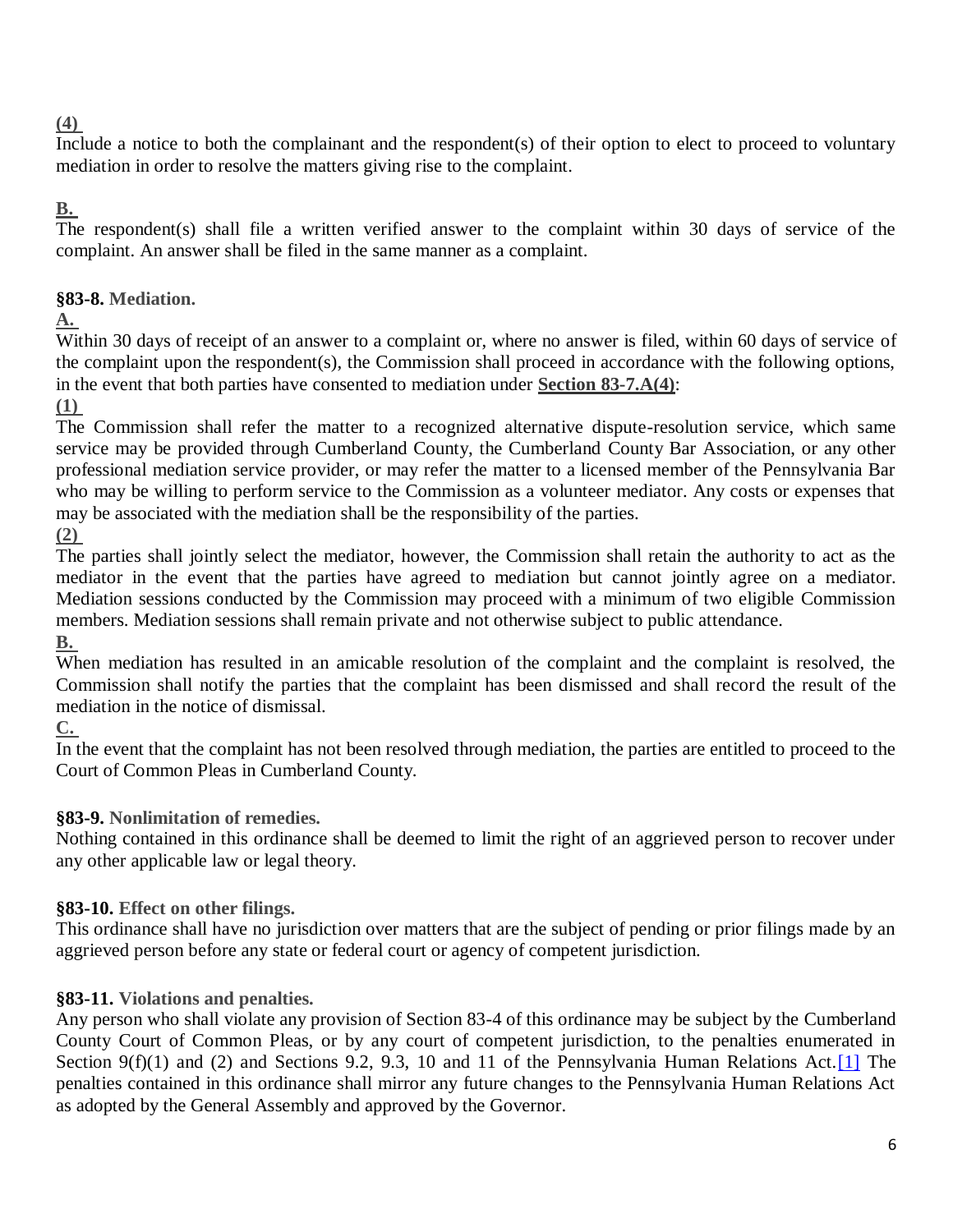**(4)**
Include a notice to both the complainant and the respondent(s) of their option to elect to proceed to voluntary mediation in order to resolve the matters giving rise to the complaint.

**B.**
The respondent(s) shall file a written verified answer to the complaint within 30 days of service of the complaint. An answer shall be filed in the same manner as a complaint.

### §83-8. Mediation.

**A.**
Within 30 days of receipt of an answer to a complaint or, where no answer is filed, within 60 days of service of the complaint upon the respondent(s), the Commission shall proceed in accordance with the following options, in the event that both parties have consented to mediation under **Section 83-7.A(4)**:

**(1)**
The Commission shall refer the matter to a recognized alternative dispute-resolution service, which same service may be provided through Cumberland County, the Cumberland County Bar Association, or any other professional mediation service provider, or may refer the matter to a licensed member of the Pennsylvania Bar who may be willing to perform service to the Commission as a volunteer mediator. Any costs or expenses that may be associated with the mediation shall be the responsibility of the parties.

**(2)**
The parties shall jointly select the mediator, however, the Commission shall retain the authority to act as the mediator in the event that the parties have agreed to mediation but cannot jointly agree on a mediator. Mediation sessions conducted by the Commission may proceed with a minimum of two eligible Commission members. Mediation sessions shall remain private and not otherwise subject to public attendance.

**B.**
When mediation has resulted in an amicable resolution of the complaint and the complaint is resolved, the Commission shall notify the parties that the complaint has been dismissed and shall record the result of the mediation in the notice of dismissal.

**C.**
In the event that the complaint has not been resolved through mediation, the parties are entitled to proceed to the Court of Common Pleas in Cumberland County.

### §83-9. Nonlimitation of remedies.

Nothing contained in this ordinance shall be deemed to limit the right of an aggrieved person to recover under any other applicable law or legal theory.

### §83-10. Effect on other filings.

This ordinance shall have no jurisdiction over matters that are the subject of pending or prior filings made by an aggrieved person before any state or federal court or agency of competent jurisdiction.

### §83-11. Violations and penalties.

Any person who shall violate any provision of Section 83-4 of this ordinance may be subject by the Cumberland County Court of Common Pleas, or by any court of competent jurisdiction, to the penalties enumerated in Section 9(f)(1) and (2) and Sections 9.2, 9.3, 10 and 11 of the Pennsylvania Human Relations Act.[1] The penalties contained in this ordinance shall mirror any future changes to the Pennsylvania Human Relations Act as adopted by the General Assembly and approved by the Governor.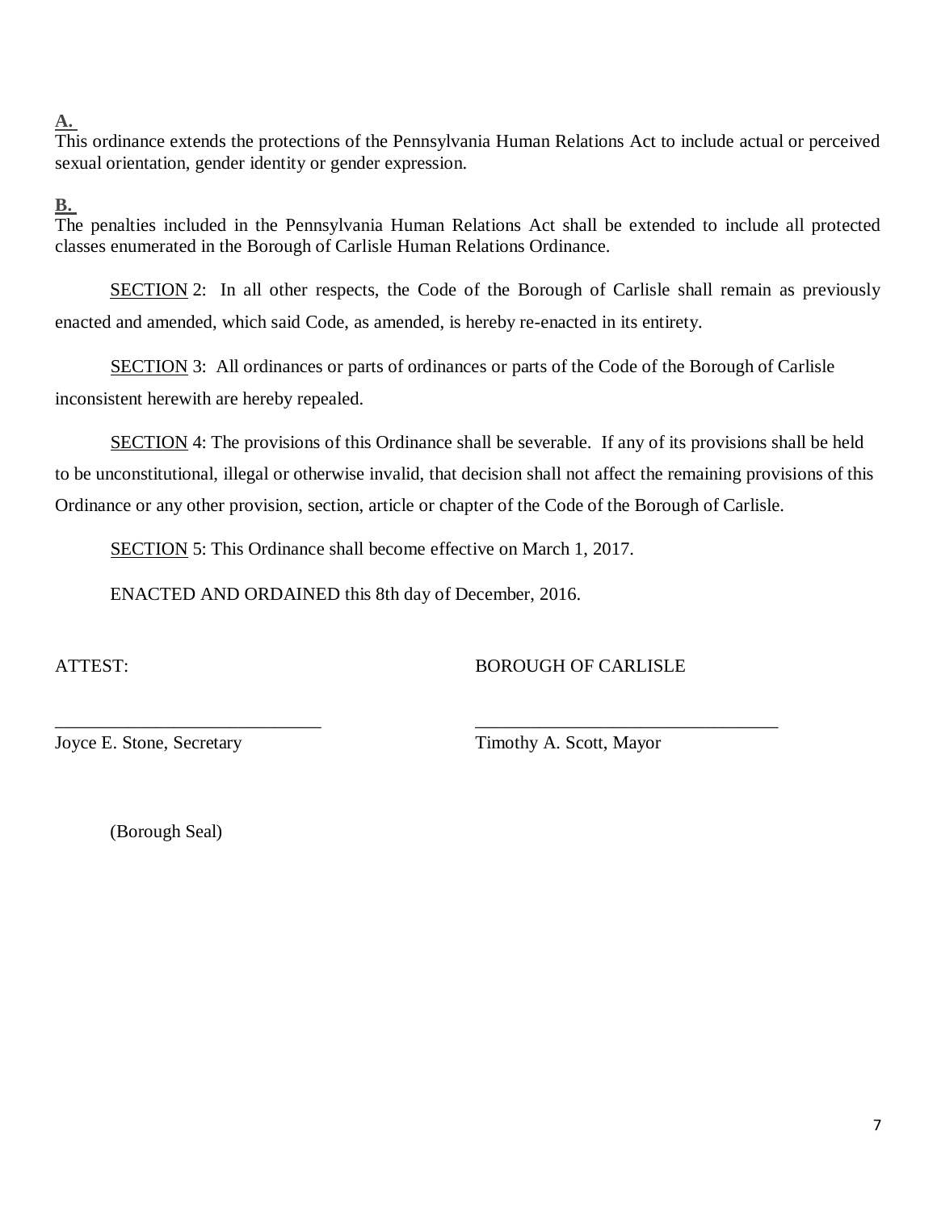**A.**

This ordinance extends the protections of the Pennsylvania Human Relations Act to include actual or perceived sexual orientation, gender identity or gender expression.

**B.**

The penalties included in the Pennsylvania Human Relations Act shall be extended to include all protected classes enumerated in the Borough of Carlisle Human Relations Ordinance.

SECTION 2: In all other respects, the Code of the Borough of Carlisle shall remain as previously enacted and amended, which said Code, as amended, is hereby re-enacted in its entirety.

SECTION 3: All ordinances or parts of ordinances or parts of the Code of the Borough of Carlisle inconsistent herewith are hereby repealed.

SECTION 4: The provisions of this Ordinance shall be severable. If any of its provisions shall be held to be unconstitutional, illegal or otherwise invalid, that decision shall not affect the remaining provisions of this Ordinance or any other provision, section, article or chapter of the Code of the Borough of Carlisle.

SECTION 5: This Ordinance shall become effective on March 1, 2017.

ENACTED AND ORDAINED this 8th day of December, 2016.

ATTEST: BOROUGH OF CARLISLE

_____________________________ _________________________________

Joyce E. Stone, Secretary Timothy A. Scott, Mayor

(Borough Seal)